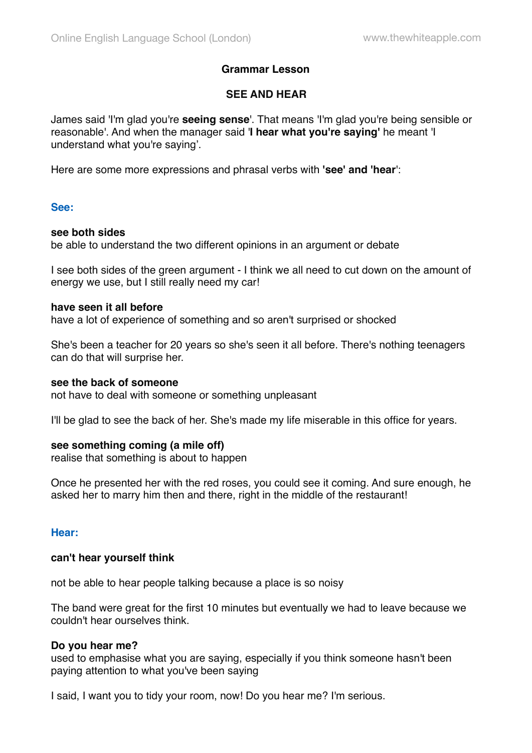# Grammar Lesson

## SEE AND HEAR

James said 'I'm glad you're **seeing sense**'. That means 'I'm glad you're being sensible or reasonable'. And when the manager said '**I hear what you're saying'** he meant 'I understand what you're saying'.

Here are some more expressions and phrasal verbs with **'see' and 'hear'**:

### See:

**see both sides**
be able to understand the two different opinions in an argument or debate

I see both sides of the green argument - I think we all need to cut down on the amount of energy we use, but I still really need my car!

**have seen it all before**
have a lot of experience of something and so aren't surprised or shocked

She's been a teacher for 20 years so she's seen it all before. There's nothing teenagers can do that will surprise her.

**see the back of someone**
not have to deal with someone or something unpleasant

I'll be glad to see the back of her. She's made my life miserable in this office for years.

**see something coming (a mile off)**
realise that something is about to happen

Once he presented her with the red roses, you could see it coming. And sure enough, he asked her to marry him then and there, right in the middle of the restaurant!

### Hear:

**can't hear yourself think**

not be able to hear people talking because a place is so noisy

The band were great for the first 10 minutes but eventually we had to leave because we couldn't hear ourselves think.

**Do you hear me?**
used to emphasise what you are saying, especially if you think someone hasn't been paying attention to what you've been saying

I said, I want you to tidy your room, now! Do you hear me? I'm serious.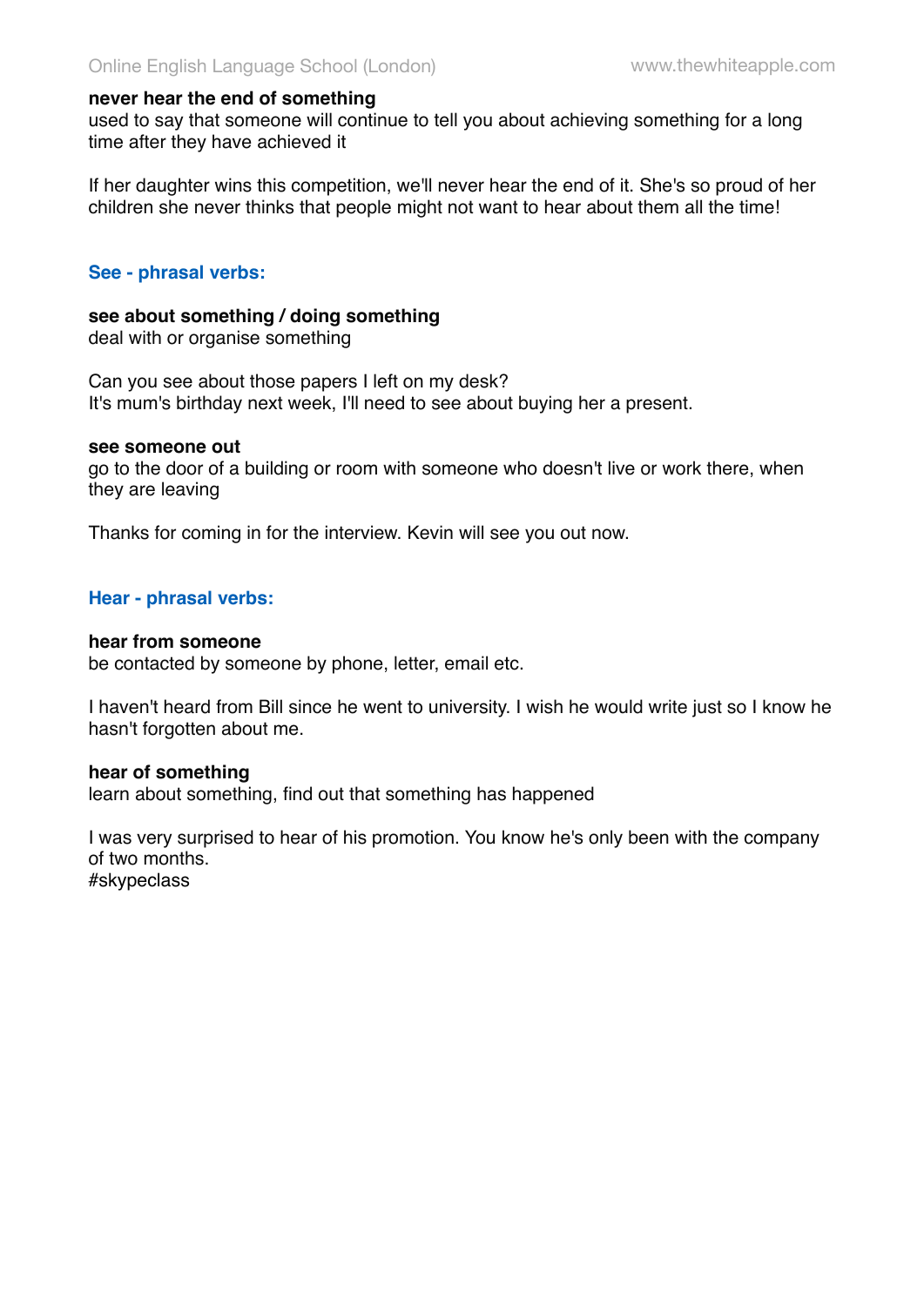**never hear the end of something**
used to say that someone will continue to tell you about achieving something for a long time after they have achieved it

If her daughter wins this competition, we'll never hear the end of it. She's so proud of her children she never thinks that people might not want to hear about them all the time!

## See - phrasal verbs:

**see about something / doing something**
deal with or organise something

Can you see about those papers I left on my desk?
It's mum's birthday next week, I'll need to see about buying her a present.

**see someone out**
go to the door of a building or room with someone who doesn't live or work there, when they are leaving

Thanks for coming in for the interview. Kevin will see you out now.

## Hear - phrasal verbs:

**hear from someone**
be contacted by someone by phone, letter, email etc.

I haven't heard from Bill since he went to university. I wish he would write just so I know he hasn't forgotten about me.

**hear of something**
learn about something, find out that something has happened

I was very surprised to hear of his promotion. You know he's only been with the company of two months.
#skypeclass